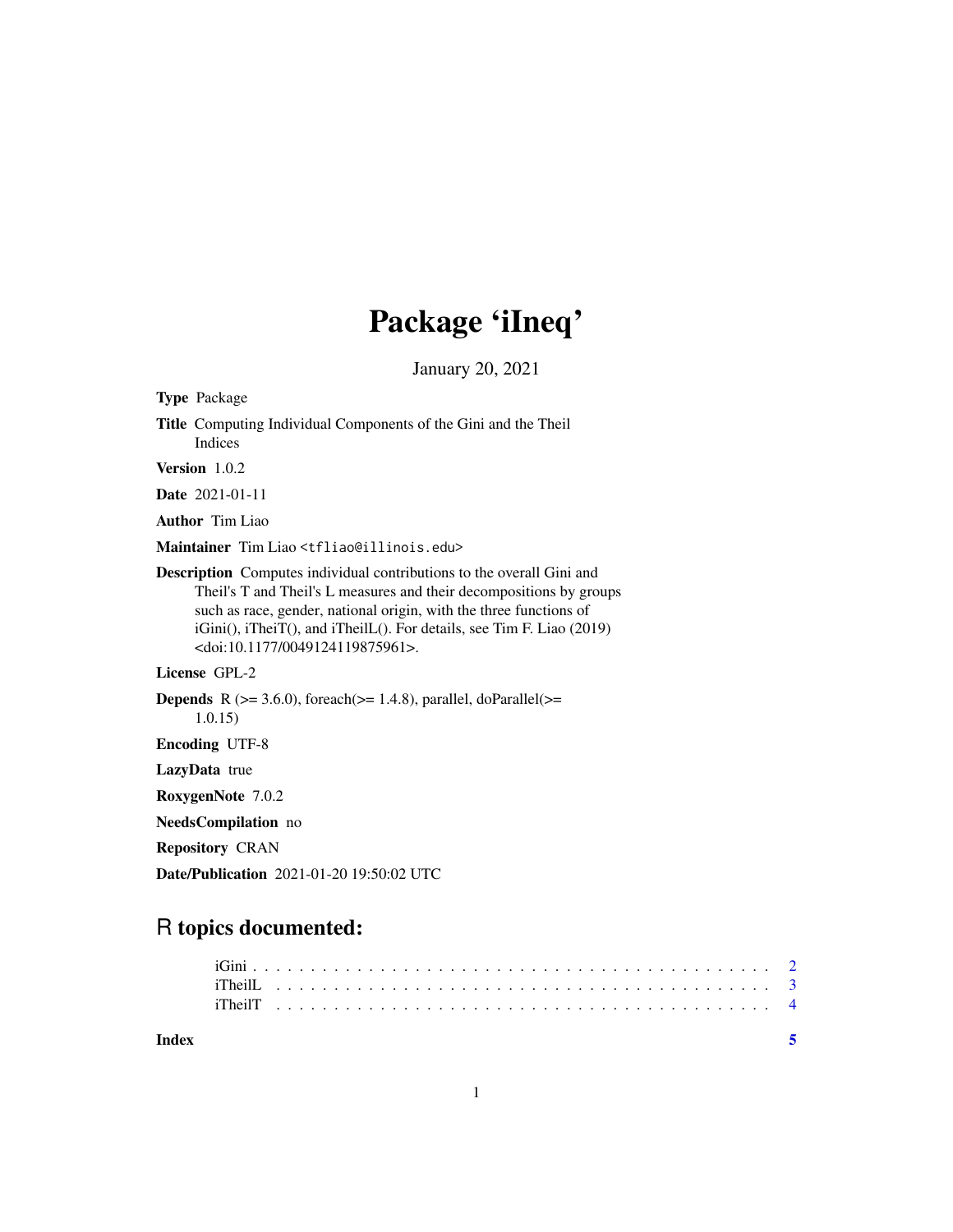# Package 'iIneq'

January 20, 2021

**Type** Package

**Title** Computing Individual Components of the Gini and the Theil Indices

**Version** 1.0.2

**Date** 2021-01-11

**Author** Tim Liao

**Maintainer** Tim Liao <tfliao@illinois.edu>

**Description** Computes individual contributions to the overall Gini and Theil's T and Theil's L measures and their decompositions by groups such as race, gender, national origin, with the three functions of iGini(), iTheiT(), and iTheilL(). For details, see Tim F. Liao (2019) <doi:10.1177/0049124119875961>.

**License** GPL-2

**Depends** R (>= 3.6.0), foreach(>= 1.4.8), parallel, doParallel(>= 1.0.15)

**Encoding** UTF-8

**LazyData** true

**RoxygenNote** 7.0.2

**NeedsCompilation** no

**Repository** CRAN

**Date/Publication** 2021-01-20 19:50:02 UTC

## R topics documented:

iGini . . . . . . . . . . . . . . . . . . . . . . . . . . . . . . . . . . . . . . . . . . . . 2
iTheilL . . . . . . . . . . . . . . . . . . . . . . . . . . . . . . . . . . . . . . . . . . . 3
iTheilT . . . . . . . . . . . . . . . . . . . . . . . . . . . . . . . . . . . . . . . . . . . 4

**Index** **5**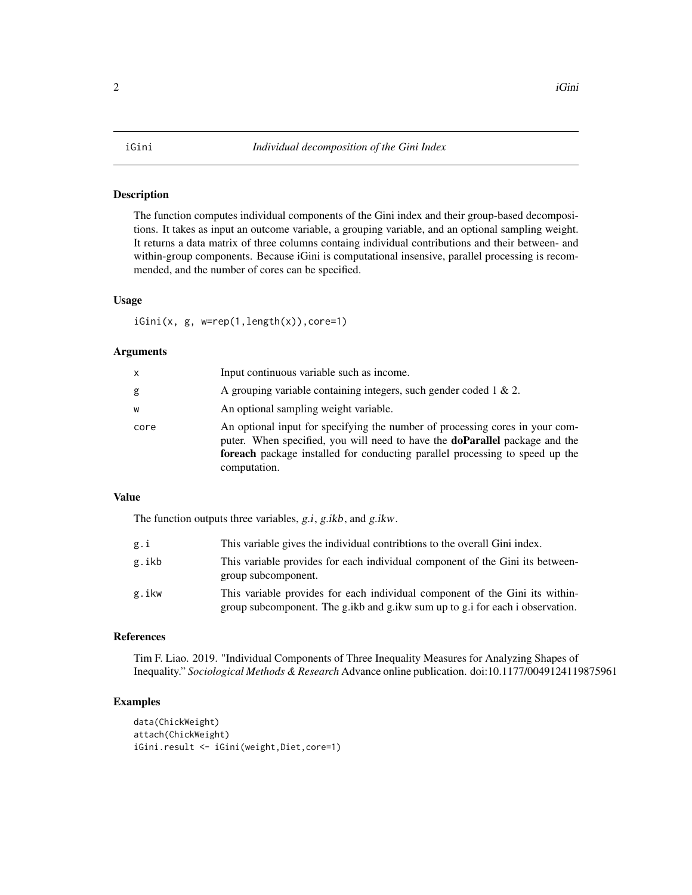# iGini — *Individual decomposition of the Gini Index*

## Description

The function computes individual components of the Gini index and their group-based decompositions. It takes as input an outcome variable, a grouping variable, and an optional sampling weight. It returns a data matrix of three columns containg individual contributions and their between- and within-group components. Because iGini is computational insensive, parallel processing is recommended, and the number of cores can be specified.

## Usage

```
iGini(x, g, w=rep(1,length(x)),core=1)
```

## Arguments

| | |
|---|---|
| `x` | Input continuous variable such as income. |
| `g` | A grouping variable containing integers, such gender coded 1 & 2. |
| `w` | An optional sampling weight variable. |
| `core` | An optional input for specifying the number of processing cores in your computer. When specified, you will need to have the **doParallel** package and the **foreach** package installed for conducting parallel processing to speed up the computation. |

## Value

The function outputs three variables, *g.i*, *g.ikb*, and *g.ikw*.

| | |
|---|---|
| `g.i` | This variable gives the individual contribtions to the overall Gini index. |
| `g.ikb` | This variable provides for each individual component of the Gini its between-group subcomponent. |
| `g.ikw` | This variable provides for each individual component of the Gini its within-group subcomponent. The g.ikb and g.ikw sum up to g.i for each i observation. |

## References

Tim F. Liao. 2019. "Individual Components of Three Inequality Measures for Analyzing Shapes of Inequality." *Sociological Methods & Research* Advance online publication. doi:10.1177/0049124119875961

## Examples

```
data(ChickWeight)
attach(ChickWeight)
iGini.result <- iGini(weight,Diet,core=1)
```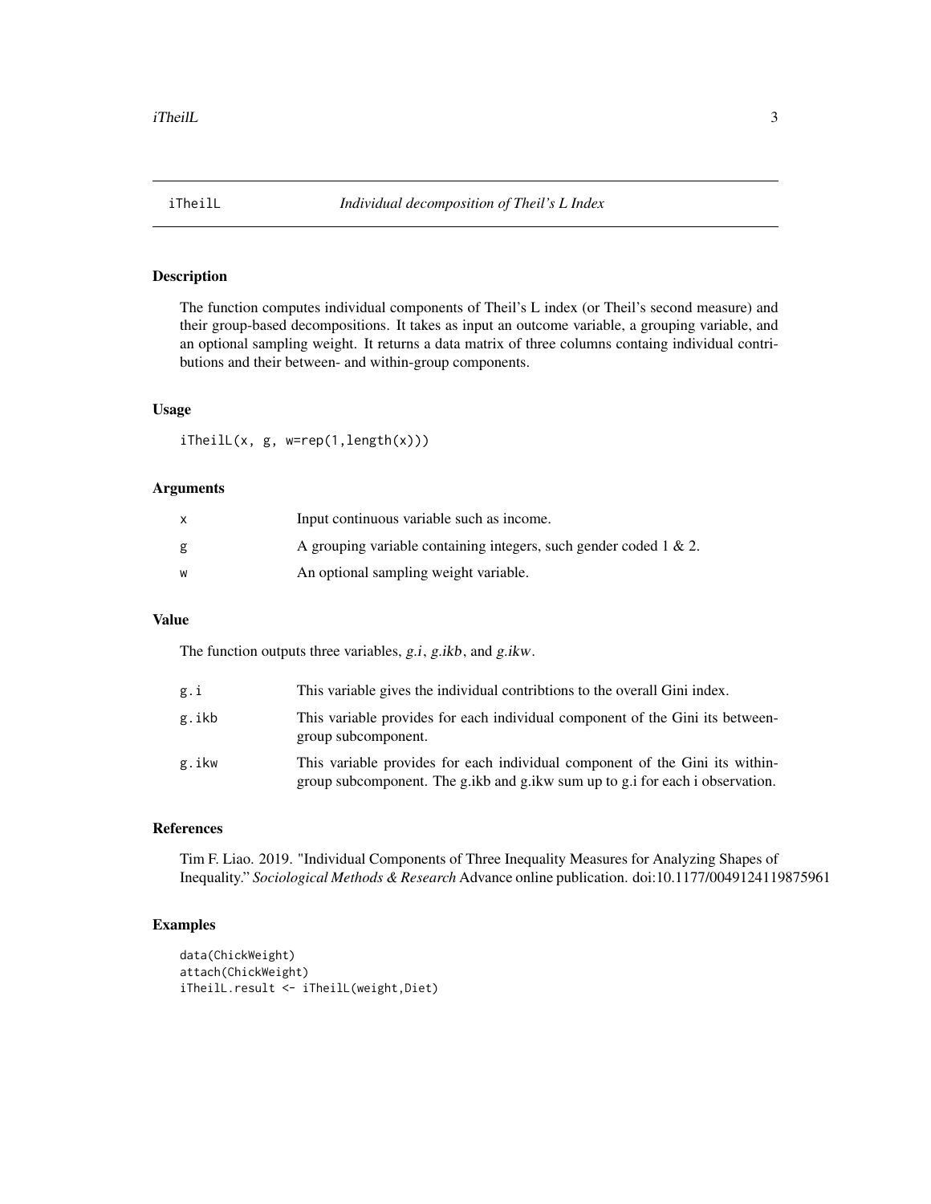## iTheilL — *Individual decomposition of Theil's L Index*

### Description

The function computes individual components of Theil's L index (or Theil's second measure) and their group-based decompositions. It takes as input an outcome variable, a grouping variable, and an optional sampling weight. It returns a data matrix of three columns containg individual contributions and their between- and within-group components.

### Usage

```
iTheilL(x, g, w=rep(1,length(x)))
```

### Arguments

| | |
|---|---|
| x | Input continuous variable such as income. |
| g | A grouping variable containing integers, such gender coded 1 & 2. |
| w | An optional sampling weight variable. |

### Value

The function outputs three variables, *g.i*, *g.ikb*, and *g.ikw*.

| | |
|---|---|
| g.i | This variable gives the individual contribtions to the overall Gini index. |
| g.ikb | This variable provides for each individual component of the Gini its between-group subcomponent. |
| g.ikw | This variable provides for each individual component of the Gini its within-group subcomponent. The g.ikb and g.ikw sum up to g.i for each i observation. |

### References

Tim F. Liao. 2019. "Individual Components of Three Inequality Measures for Analyzing Shapes of Inequality." *Sociological Methods & Research* Advance online publication. doi:10.1177/0049124119875961

### Examples

```
data(ChickWeight)
attach(ChickWeight)
iTheilL.result <- iTheilL(weight,Diet)
```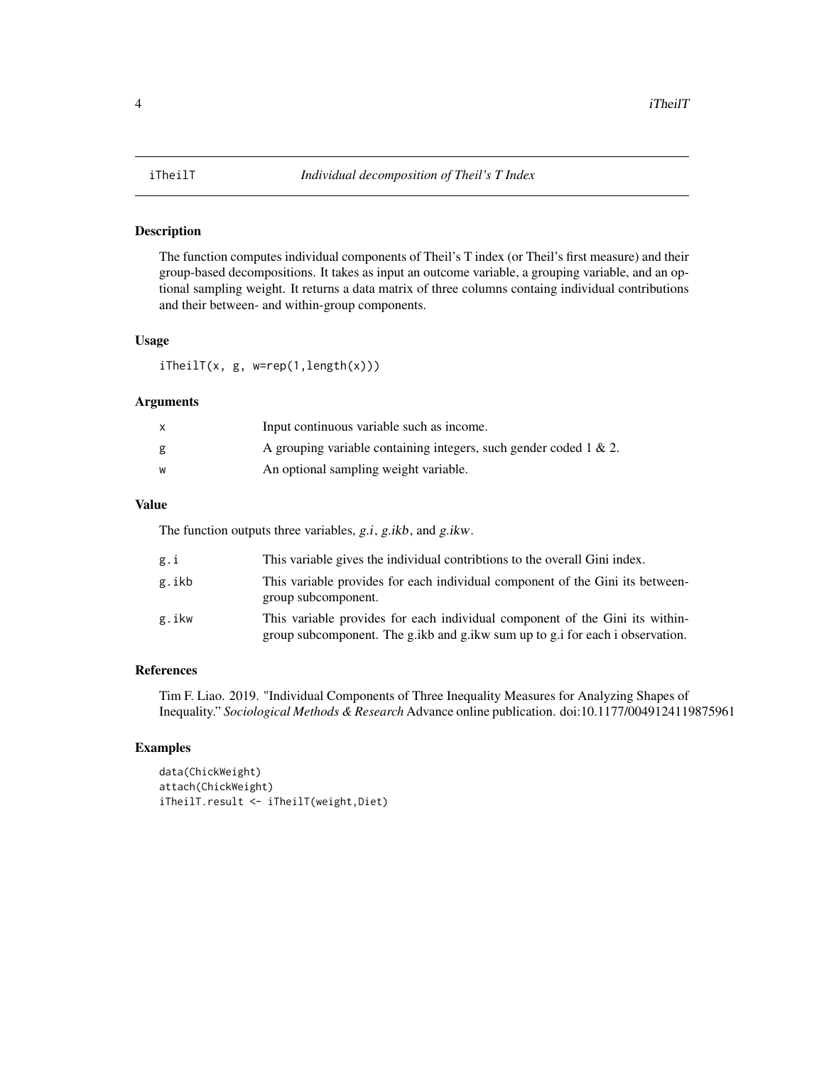# iTheilT — *Individual decomposition of Theil's T Index*

## Description

The function computes individual components of Theil's T index (or Theil's first measure) and their group-based decompositions. It takes as input an outcome variable, a grouping variable, and an optional sampling weight. It returns a data matrix of three columns containg individual contributions and their between- and within-group components.

## Usage

```
iTheilT(x, g, w=rep(1,length(x)))
```

## Arguments

| | |
|---|---|
| x | Input continuous variable such as income. |
| g | A grouping variable containing integers, such gender coded 1 & 2. |
| w | An optional sampling weight variable. |

## Value

The function outputs three variables, *g.i*, *g.ikb*, and *g.ikw*.

| | |
|---|---|
| g.i | This variable gives the individual contribtions to the overall Gini index. |
| g.ikb | This variable provides for each individual component of the Gini its between-group subcomponent. |
| g.ikw | This variable provides for each individual component of the Gini its within-group subcomponent. The g.ikb and g.ikw sum up to g.i for each i observation. |

## References

Tim F. Liao. 2019. "Individual Components of Three Inequality Measures for Analyzing Shapes of Inequality." *Sociological Methods & Research* Advance online publication. doi:10.1177/0049124119875961

## Examples

```
data(ChickWeight)
attach(ChickWeight)
iTheilT.result <- iTheilT(weight,Diet)
```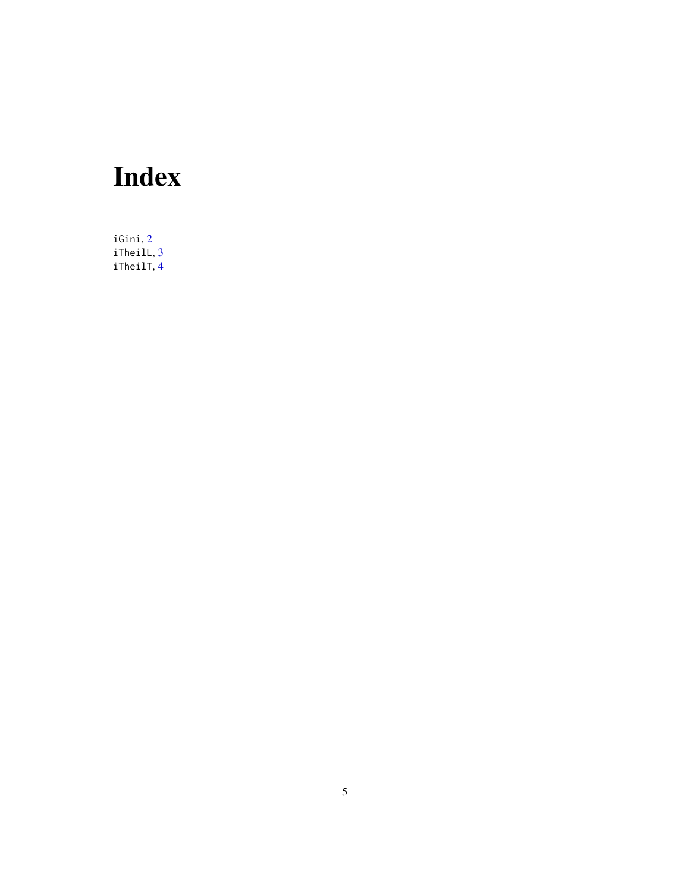# Index

iGini, 2
iTheilL, 3
iTheilT, 4